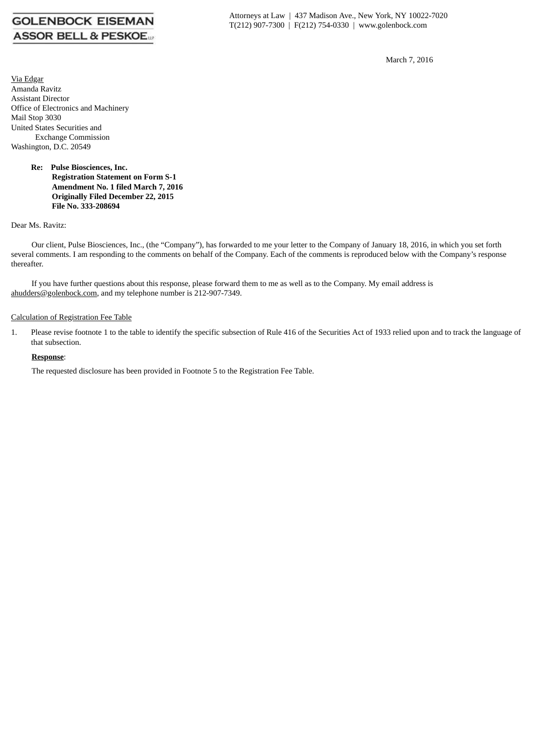GOLENBOCK EISEMAN ASSOR BELL & PESKOE LLP

Attorneys at Law | 437 Madison Ave., New York, NY 10022-7020
T(212) 907-7300 | F(212) 754-0330 | www.golenbock.com

March 7, 2016

Via Edgar
Amanda Ravitz
Assistant Director
Office of Electronics and Machinery
Mail Stop 3030
United States Securities and
Exchange Commission
Washington, D.C. 20549

**Re: Pulse Biosciences, Inc.**
**Registration Statement on Form S-1**
**Amendment No. 1 filed March 7, 2016**
**Originally Filed December 22, 2015**
**File No. 333-208694**

Dear Ms. Ravitz:

Our client, Pulse Biosciences, Inc., (the "Company"), has forwarded to me your letter to the Company of January 18, 2016, in which you set forth several comments. I am responding to the comments on behalf of the Company. Each of the comments is reproduced below with the Company's response thereafter.

If you have further questions about this response, please forward them to me as well as to the Company. My email address is ahudders@golenbock.com, and my telephone number is 212-907-7349.

Calculation of Registration Fee Table

1. Please revise footnote 1 to the table to identify the specific subsection of Rule 416 of the Securities Act of 1933 relied upon and to track the language of that subsection.

**Response**:

The requested disclosure has been provided in Footnote 5 to the Registration Fee Table.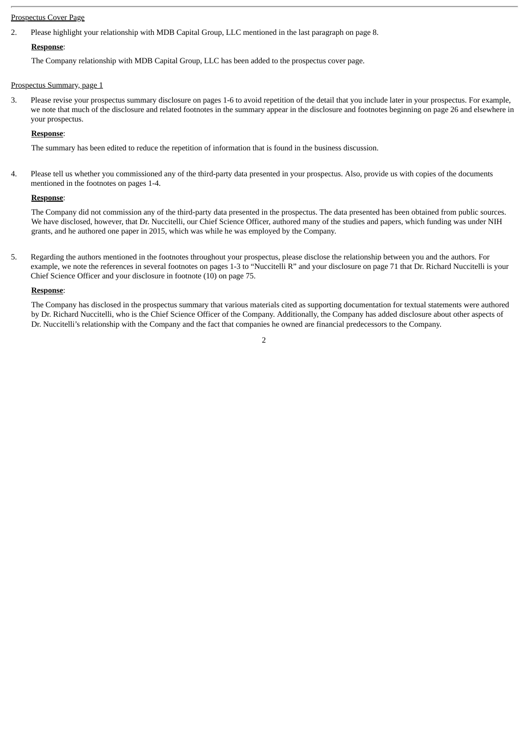Prospectus Cover Page

2. Please highlight your relationship with MDB Capital Group, LLC mentioned in the last paragraph on page 8.

   **Response**:

   The Company relationship with MDB Capital Group, LLC has been added to the prospectus cover page.

Prospectus Summary, page 1

3. Please revise your prospectus summary disclosure on pages 1-6 to avoid repetition of the detail that you include later in your prospectus. For example, we note that much of the disclosure and related footnotes in the summary appear in the disclosure and footnotes beginning on page 26 and elsewhere in your prospectus.

   **Response**:

   The summary has been edited to reduce the repetition of information that is found in the business discussion.

4. Please tell us whether you commissioned any of the third-party data presented in your prospectus. Also, provide us with copies of the documents mentioned in the footnotes on pages 1-4.

   **Response**:

   The Company did not commission any of the third-party data presented in the prospectus. The data presented has been obtained from public sources. We have disclosed, however, that Dr. Nuccitelli, our Chief Science Officer, authored many of the studies and papers, which funding was under NIH grants, and he authored one paper in 2015, which was while he was employed by the Company.

5. Regarding the authors mentioned in the footnotes throughout your prospectus, please disclose the relationship between you and the authors. For example, we note the references in several footnotes on pages 1-3 to "Nuccitelli R" and your disclosure on page 71 that Dr. Richard Nuccitelli is your Chief Science Officer and your disclosure in footnote (10) on page 75.

   **Response**:

   The Company has disclosed in the prospectus summary that various materials cited as supporting documentation for textual statements were authored by Dr. Richard Nuccitelli, who is the Chief Science Officer of the Company. Additionally, the Company has added disclosure about other aspects of Dr. Nuccitelli's relationship with the Company and the fact that companies he owned are financial predecessors to the Company.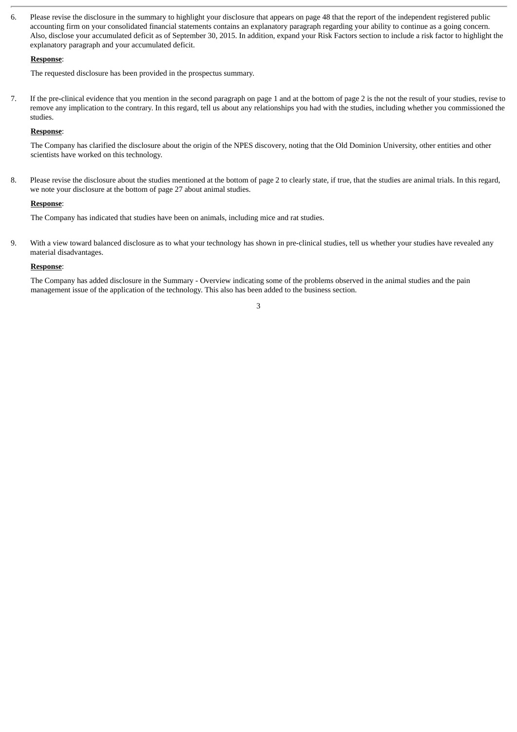6. Please revise the disclosure in the summary to highlight your disclosure that appears on page 48 that the report of the independent registered public accounting firm on your consolidated financial statements contains an explanatory paragraph regarding your ability to continue as a going concern. Also, disclose your accumulated deficit as of September 30, 2015. In addition, expand your Risk Factors section to include a risk factor to highlight the explanatory paragraph and your accumulated deficit.

   **<u>Response</u>**:

   The requested disclosure has been provided in the prospectus summary.

7. If the pre-clinical evidence that you mention in the second paragraph on page 1 and at the bottom of page 2 is the not the result of your studies, revise to remove any implication to the contrary. In this regard, tell us about any relationships you had with the studies, including whether you commissioned the studies.

   **<u>Response</u>**:

   The Company has clarified the disclosure about the origin of the NPES discovery, noting that the Old Dominion University, other entities and other scientists have worked on this technology.

8. Please revise the disclosure about the studies mentioned at the bottom of page 2 to clearly state, if true, that the studies are animal trials. In this regard, we note your disclosure at the bottom of page 27 about animal studies.

   **<u>Response</u>**:

   The Company has indicated that studies have been on animals, including mice and rat studies.

9. With a view toward balanced disclosure as to what your technology has shown in pre-clinical studies, tell us whether your studies have revealed any material disadvantages.

   **<u>Response</u>**:

   The Company has added disclosure in the Summary - Overview indicating some of the problems observed in the animal studies and the pain management issue of the application of the technology. This also has been added to the business section.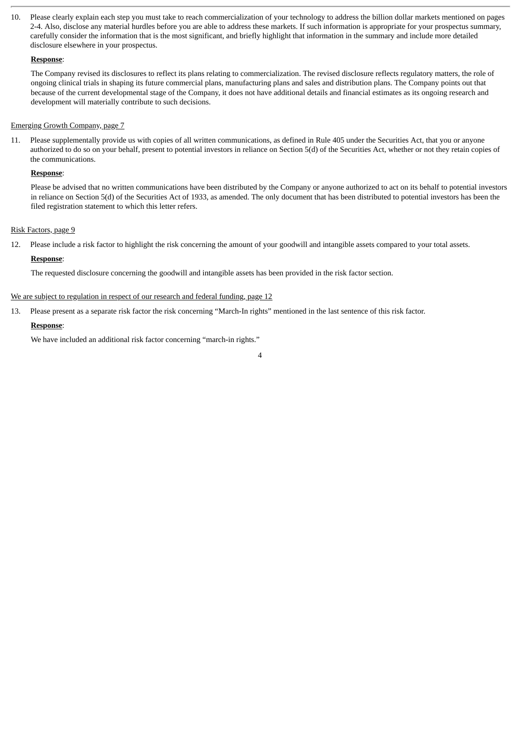10. Please clearly explain each step you must take to reach commercialization of your technology to address the billion dollar markets mentioned on pages 2-4. Also, disclose any material hurdles before you are able to address these markets. If such information is appropriate for your prospectus summary, carefully consider the information that is the most significant, and briefly highlight that information in the summary and include more detailed disclosure elsewhere in your prospectus.

**Response**:

The Company revised its disclosures to reflect its plans relating to commercialization. The revised disclosure reflects regulatory matters, the role of ongoing clinical trials in shaping its future commercial plans, manufacturing plans and sales and distribution plans. The Company points out that because of the current developmental stage of the Company, it does not have additional details and financial estimates as its ongoing research and development will materially contribute to such decisions.

Emerging Growth Company, page 7

11. Please supplementally provide us with copies of all written communications, as defined in Rule 405 under the Securities Act, that you or anyone authorized to do so on your behalf, present to potential investors in reliance on Section 5(d) of the Securities Act, whether or not they retain copies of the communications.

**Response**:

Please be advised that no written communications have been distributed by the Company or anyone authorized to act on its behalf to potential investors in reliance on Section 5(d) of the Securities Act of 1933, as amended. The only document that has been distributed to potential investors has been the filed registration statement to which this letter refers.

Risk Factors, page 9

12. Please include a risk factor to highlight the risk concerning the amount of your goodwill and intangible assets compared to your total assets.

**Response**:

The requested disclosure concerning the goodwill and intangible assets has been provided in the risk factor section.

We are subject to regulation in respect of our research and federal funding, page 12

13. Please present as a separate risk factor the risk concerning "March-In rights" mentioned in the last sentence of this risk factor.

**Response**:

We have included an additional risk factor concerning "march-in rights."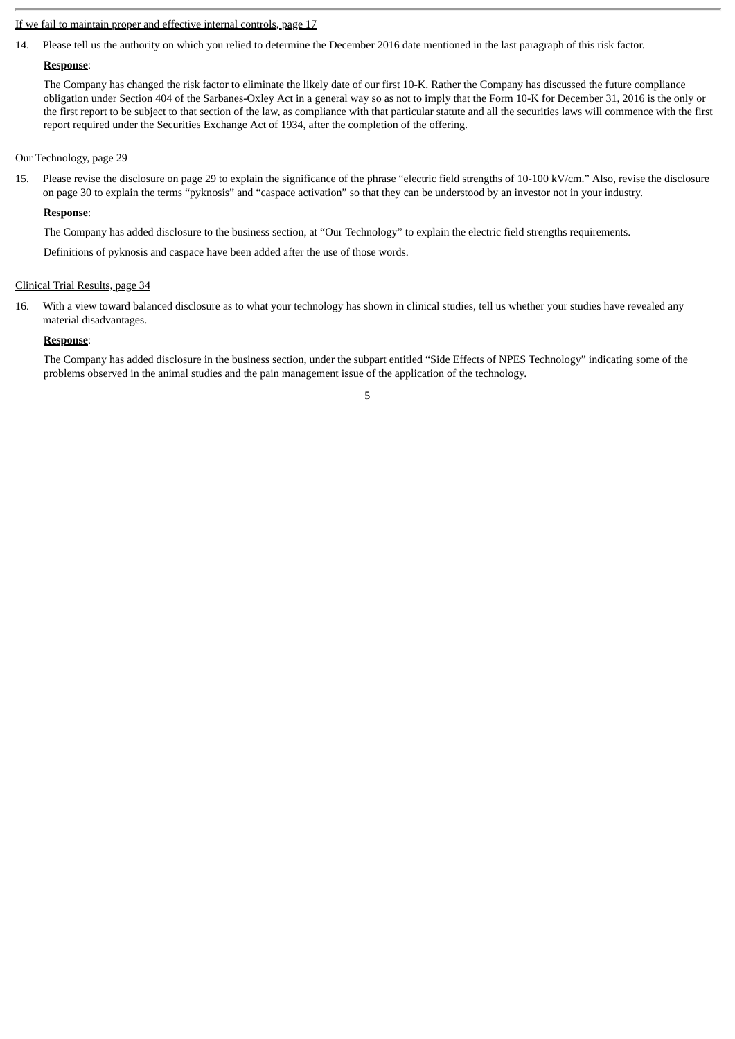<u>If we fail to maintain proper and effective internal controls, page 17</u>

14. Please tell us the authority on which you relied to determine the December 2016 date mentioned in the last paragraph of this risk factor.

**<u>Response</u>**:

The Company has changed the risk factor to eliminate the likely date of our first 10-K. Rather the Company has discussed the future compliance obligation under Section 404 of the Sarbanes-Oxley Act in a general way so as not to imply that the Form 10-K for December 31, 2016 is the only or the first report to be subject to that section of the law, as compliance with that particular statute and all the securities laws will commence with the first report required under the Securities Exchange Act of 1934, after the completion of the offering.

<u>Our Technology, page 29</u>

15. Please revise the disclosure on page 29 to explain the significance of the phrase "electric field strengths of 10-100 kV/cm." Also, revise the disclosure on page 30 to explain the terms "pyknosis" and "caspace activation" so that they can be understood by an investor not in your industry.

**<u>Response</u>**:

The Company has added disclosure to the business section, at "Our Technology" to explain the electric field strengths requirements.

Definitions of pyknosis and caspace have been added after the use of those words.

<u>Clinical Trial Results, page 34</u>

16. With a view toward balanced disclosure as to what your technology has shown in clinical studies, tell us whether your studies have revealed any material disadvantages.

**<u>Response</u>**:

The Company has added disclosure in the business section, under the subpart entitled "Side Effects of NPES Technology" indicating some of the problems observed in the animal studies and the pain management issue of the application of the technology.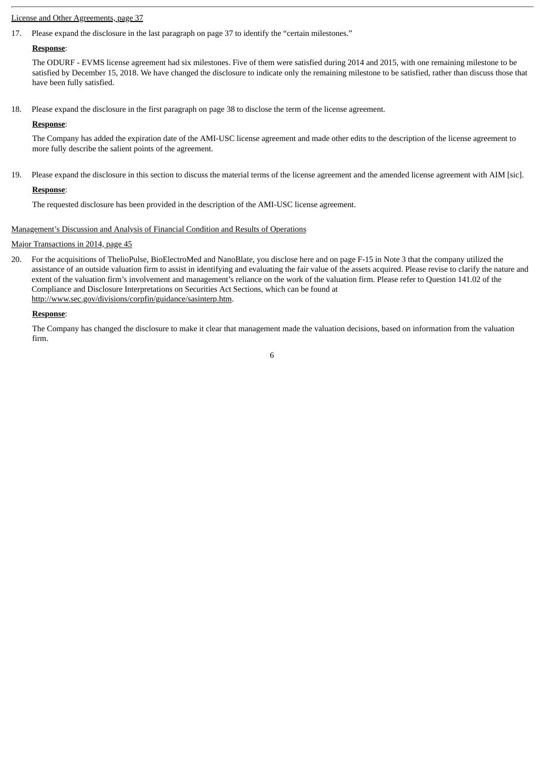License and Other Agreements, page 37

17. Please expand the disclosure in the last paragraph on page 37 to identify the "certain milestones."

**Response**:

The ODURF - EVMS license agreement had six milestones. Five of them were satisfied during 2014 and 2015, with one remaining milestone to be satisfied by December 15, 2018. We have changed the disclosure to indicate only the remaining milestone to be satisfied, rather than discuss those that have been fully satisfied.

18. Please expand the disclosure in the first paragraph on page 38 to disclose the term of the license agreement.

**Response**:

The Company has added the expiration date of the AMI-USC license agreement and made other edits to the description of the license agreement to more fully describe the salient points of the agreement.

19. Please expand the disclosure in this section to discuss the material terms of the license agreement and the amended license agreement with AIM [sic].

**Response**:

The requested disclosure has been provided in the description of the AMI-USC license agreement.

Management's Discussion and Analysis of Financial Condition and Results of Operations

Major Transactions in 2014, page 45

20. For the acquisitions of ThelioPulse, BioElectroMed and NanoBlate, you disclose here and on page F-15 in Note 3 that the company utilized the assistance of an outside valuation firm to assist in identifying and evaluating the fair value of the assets acquired. Please revise to clarify the nature and extent of the valuation firm's involvement and management's reliance on the work of the valuation firm. Please refer to Question 141.02 of the Compliance and Disclosure Interpretations on Securities Act Sections, which can be found at http://www.sec.gov/divisions/corpfin/guidance/sasinterp.htm.

**Response**:

The Company has changed the disclosure to make it clear that management made the valuation decisions, based on information from the valuation firm.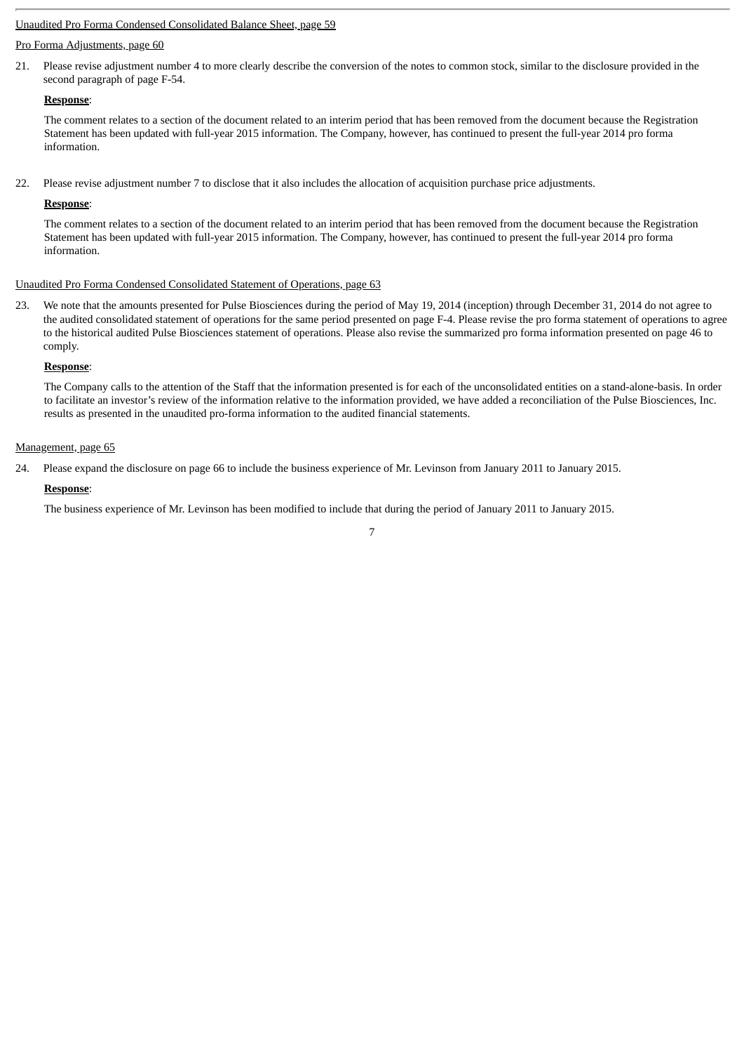Unaudited Pro Forma Condensed Consolidated Balance Sheet, page 59

Pro Forma Adjustments, page 60

21. Please revise adjustment number 4 to more clearly describe the conversion of the notes to common stock, similar to the disclosure provided in the second paragraph of page F-54.

    **Response**:

    The comment relates to a section of the document related to an interim period that has been removed from the document because the Registration Statement has been updated with full-year 2015 information. The Company, however, has continued to present the full-year 2014 pro forma information.

22. Please revise adjustment number 7 to disclose that it also includes the allocation of acquisition purchase price adjustments.

    **Response**:

    The comment relates to a section of the document related to an interim period that has been removed from the document because the Registration Statement has been updated with full-year 2015 information. The Company, however, has continued to present the full-year 2014 pro forma information.

Unaudited Pro Forma Condensed Consolidated Statement of Operations, page 63

23. We note that the amounts presented for Pulse Biosciences during the period of May 19, 2014 (inception) through December 31, 2014 do not agree to the audited consolidated statement of operations for the same period presented on page F-4. Please revise the pro forma statement of operations to agree to the historical audited Pulse Biosciences statement of operations. Please also revise the summarized pro forma information presented on page 46 to comply.

    **Response**:

    The Company calls to the attention of the Staff that the information presented is for each of the unconsolidated entities on a stand-alone-basis. In order to facilitate an investor's review of the information relative to the information provided, we have added a reconciliation of the Pulse Biosciences, Inc. results as presented in the unaudited pro-forma information to the audited financial statements.

Management, page 65

24. Please expand the disclosure on page 66 to include the business experience of Mr. Levinson from January 2011 to January 2015.

    **Response**:

    The business experience of Mr. Levinson has been modified to include that during the period of January 2011 to January 2015.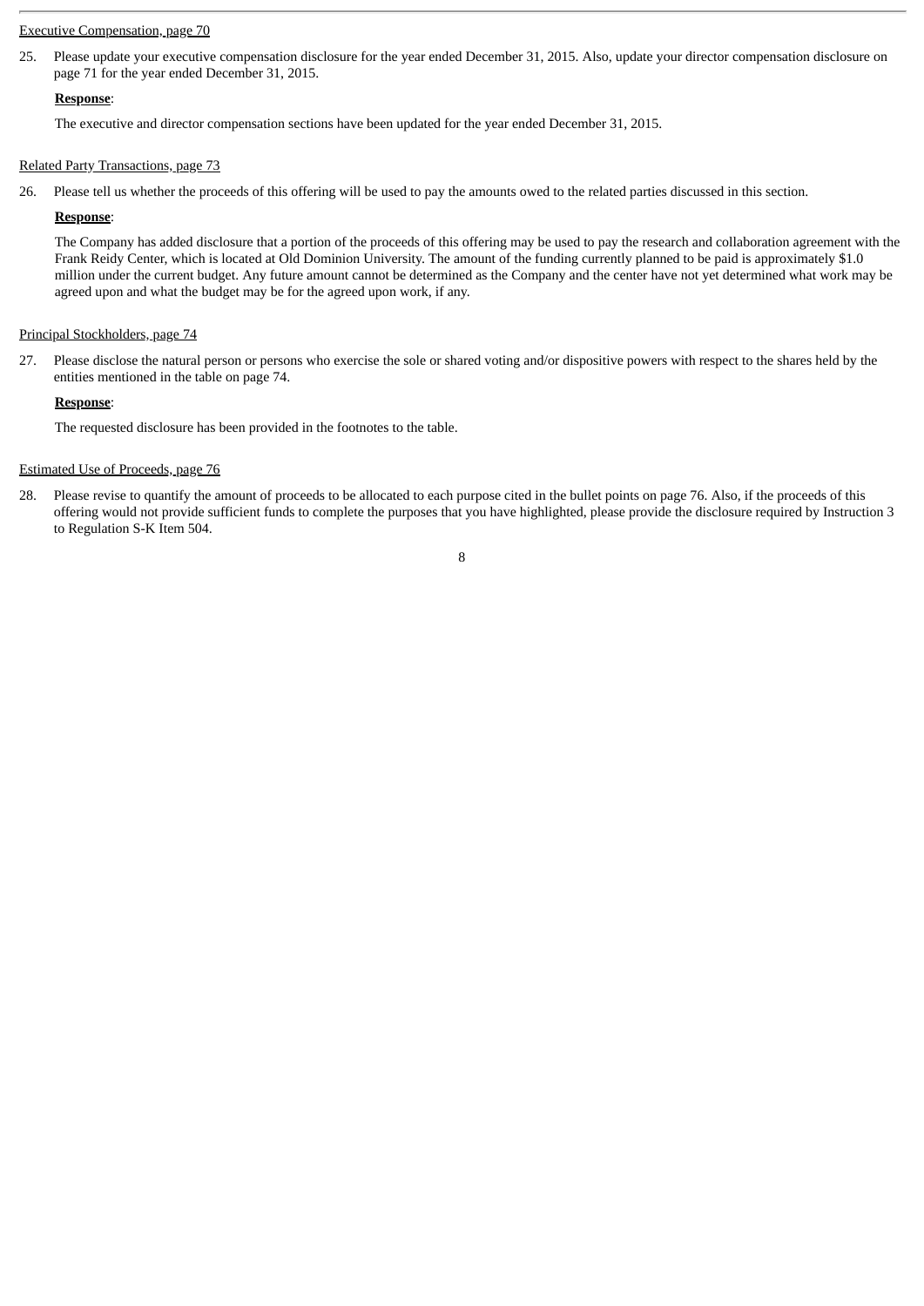Executive Compensation, page 70

25. Please update your executive compensation disclosure for the year ended December 31, 2015. Also, update your director compensation disclosure on page 71 for the year ended December 31, 2015.

**Response**:

The executive and director compensation sections have been updated for the year ended December 31, 2015.

Related Party Transactions, page 73

26. Please tell us whether the proceeds of this offering will be used to pay the amounts owed to the related parties discussed in this section.

**Response**:

The Company has added disclosure that a portion of the proceeds of this offering may be used to pay the research and collaboration agreement with the Frank Reidy Center, which is located at Old Dominion University. The amount of the funding currently planned to be paid is approximately $1.0 million under the current budget. Any future amount cannot be determined as the Company and the center have not yet determined what work may be agreed upon and what the budget may be for the agreed upon work, if any.

Principal Stockholders, page 74

27. Please disclose the natural person or persons who exercise the sole or shared voting and/or dispositive powers with respect to the shares held by the entities mentioned in the table on page 74.

**Response**:

The requested disclosure has been provided in the footnotes to the table.

Estimated Use of Proceeds, page 76

28. Please revise to quantify the amount of proceeds to be allocated to each purpose cited in the bullet points on page 76. Also, if the proceeds of this offering would not provide sufficient funds to complete the purposes that you have highlighted, please provide the disclosure required by Instruction 3 to Regulation S-K Item 504.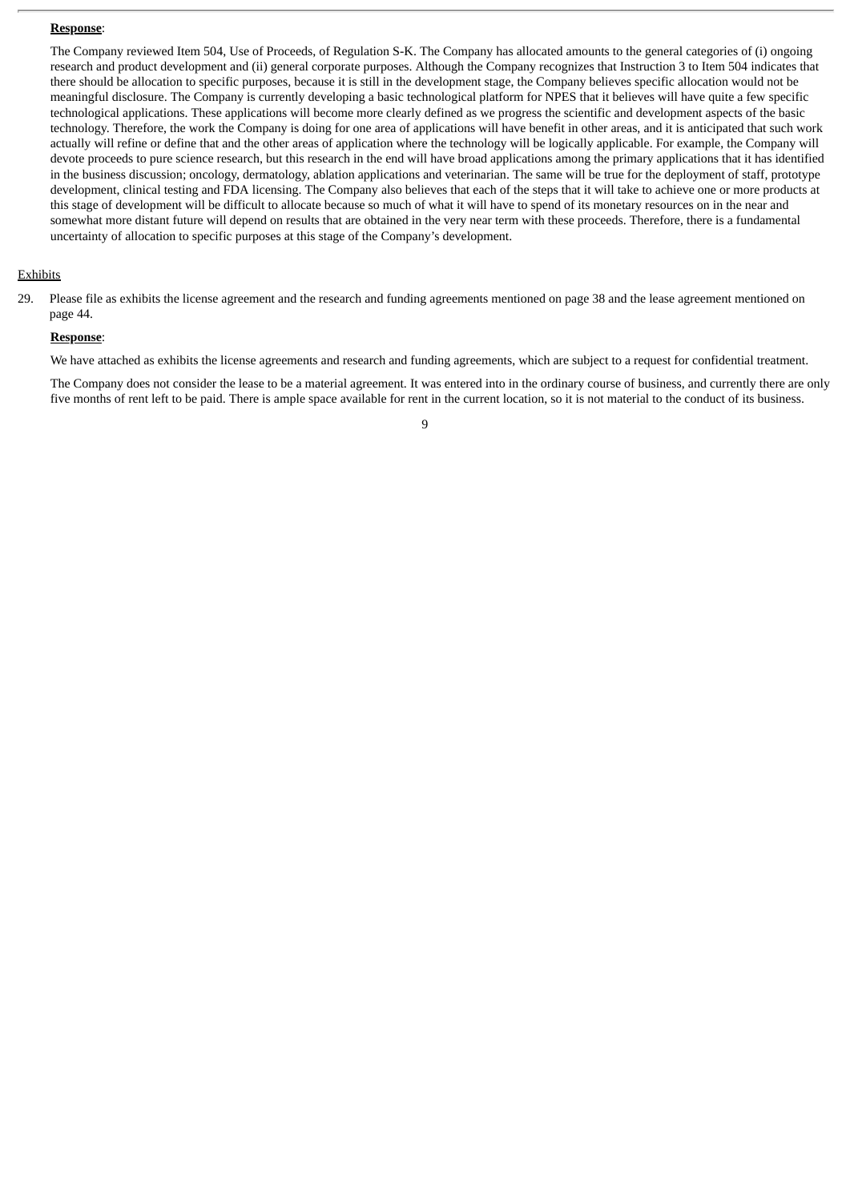**Response**:

The Company reviewed Item 504, Use of Proceeds, of Regulation S-K. The Company has allocated amounts to the general categories of (i) ongoing research and product development and (ii) general corporate purposes. Although the Company recognizes that Instruction 3 to Item 504 indicates that there should be allocation to specific purposes, because it is still in the development stage, the Company believes specific allocation would not be meaningful disclosure. The Company is currently developing a basic technological platform for NPES that it believes will have quite a few specific technological applications. These applications will become more clearly defined as we progress the scientific and development aspects of the basic technology. Therefore, the work the Company is doing for one area of applications will have benefit in other areas, and it is anticipated that such work actually will refine or define that and the other areas of application where the technology will be logically applicable. For example, the Company will devote proceeds to pure science research, but this research in the end will have broad applications among the primary applications that it has identified in the business discussion; oncology, dermatology, ablation applications and veterinarian. The same will be true for the deployment of staff, prototype development, clinical testing and FDA licensing. The Company also believes that each of the steps that it will take to achieve one or more products at this stage of development will be difficult to allocate because so much of what it will have to spend of its monetary resources on in the near and somewhat more distant future will depend on results that are obtained in the very near term with these proceeds. Therefore, there is a fundamental uncertainty of allocation to specific purposes at this stage of the Company's development.

Exhibits

29. Please file as exhibits the license agreement and the research and funding agreements mentioned on page 38 and the lease agreement mentioned on page 44.

**Response**:

We have attached as exhibits the license agreements and research and funding agreements, which are subject to a request for confidential treatment.

The Company does not consider the lease to be a material agreement. It was entered into in the ordinary course of business, and currently there are only five months of rent left to be paid. There is ample space available for rent in the current location, so it is not material to the conduct of its business.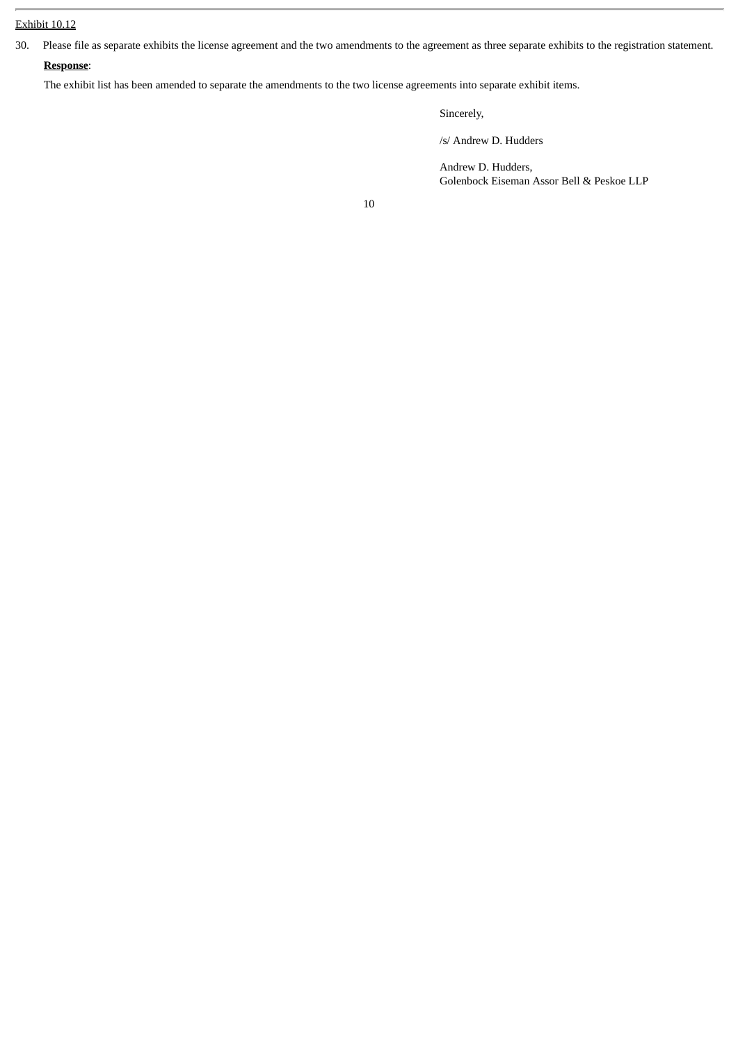<u>Exhibit 10.12</u>

30. Please file as separate exhibits the license agreement and the two amendments to the agreement as three separate exhibits to the registration statement.

**<u>Response</u>**:

The exhibit list has been amended to separate the amendments to the two license agreements into separate exhibit items.

Sincerely,

/s/ Andrew D. Hudders

Andrew D. Hudders,
Golenbock Eiseman Assor Bell & Peskoe LLP